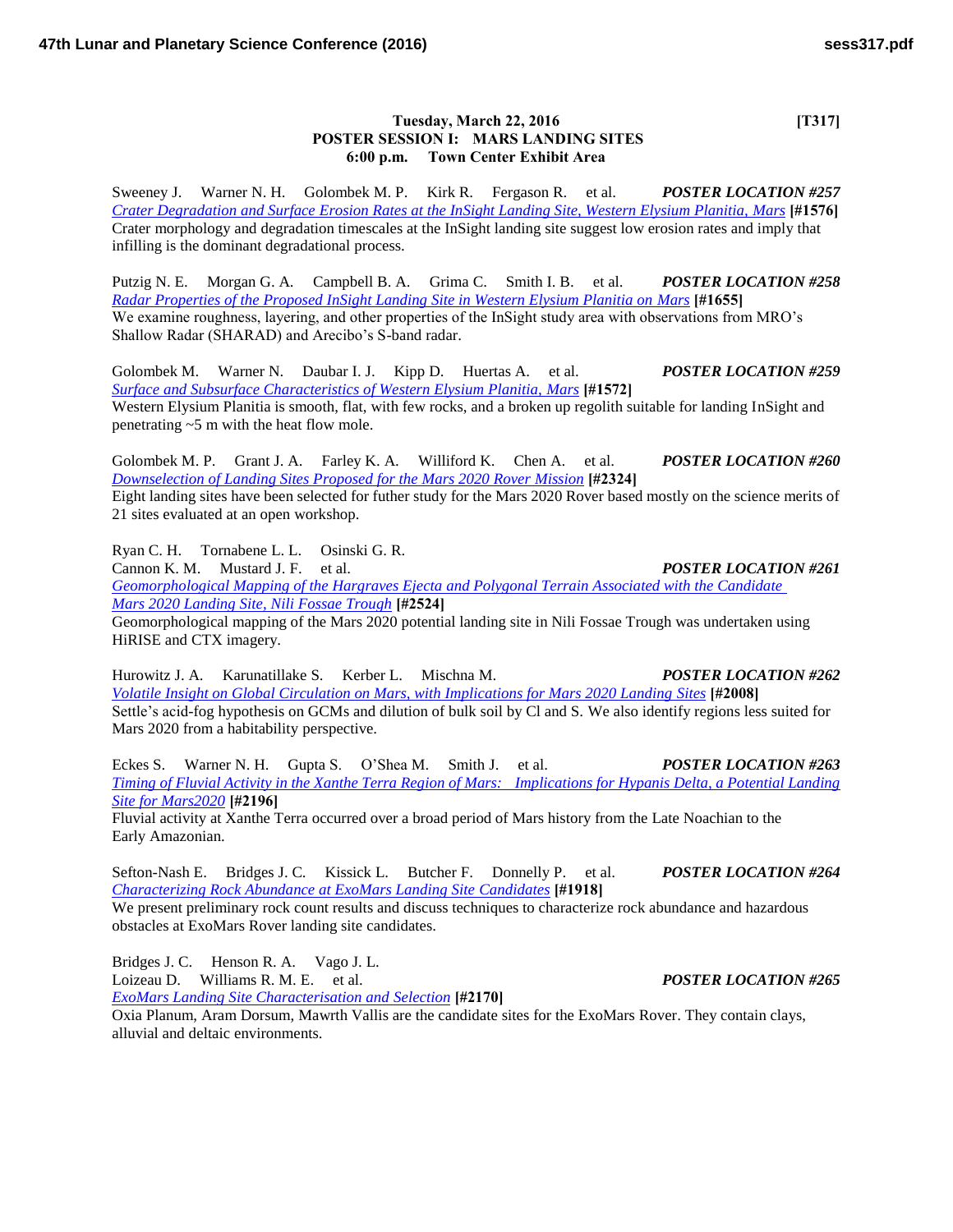**Tuesday, March 22, 2016 [T317]**
**POSTER SESSION I: MARS LANDING SITES**
**6:00 p.m. Town Center Exhibit Area**

Sweeney J. Warner N. H. Golombek M. P. Kirk R. Fergason R. et al. ***POSTER LOCATION #257***
*Crater Degradation and Surface Erosion Rates at the InSight Landing Site, Western Elysium Planitia, Mars* **[#1576]**
Crater morphology and degradation timescales at the InSight landing site suggest low erosion rates and imply that infilling is the dominant degradational process.

Putzig N. E. Morgan G. A. Campbell B. A. Grima C. Smith I. B. et al. ***POSTER LOCATION #258***
*Radar Properties of the Proposed InSight Landing Site in Western Elysium Planitia on Mars* **[#1655]**
We examine roughness, layering, and other properties of the InSight study area with observations from MRO's Shallow Radar (SHARAD) and Arecibo's S-band radar.

Golombek M. Warner N. Daubar I. J. Kipp D. Huertas A. et al. ***POSTER LOCATION #259***
*Surface and Subsurface Characteristics of Western Elysium Planitia, Mars* **[#1572]**
Western Elysium Planitia is smooth, flat, with few rocks, and a broken up regolith suitable for landing InSight and penetrating ~5 m with the heat flow mole.

Golombek M. P. Grant J. A. Farley K. A. Williford K. Chen A. et al. ***POSTER LOCATION #260***
*Downselection of Landing Sites Proposed for the Mars 2020 Rover Mission* **[#2324]**
Eight landing sites have been selected for futher study for the Mars 2020 Rover based mostly on the science merits of 21 sites evaluated at an open workshop.

Ryan C. H. Tornabene L. L. Osinski G. R.
Cannon K. M. Mustard J. F. et al. ***POSTER LOCATION #261***
*Geomorphological Mapping of the Hargraves Ejecta and Polygonal Terrain Associated with the Candidate Mars 2020 Landing Site, Nili Fossae Trough* **[#2524]**
Geomorphological mapping of the Mars 2020 potential landing site in Nili Fossae Trough was undertaken using HiRISE and CTX imagery.

Hurowitz J. A. Karunatillake S. Kerber L. Mischna M. ***POSTER LOCATION #262***
*Volatile Insight on Global Circulation on Mars, with Implications for Mars 2020 Landing Sites* **[#2008]**
Settle's acid-fog hypothesis on GCMs and dilution of bulk soil by Cl and S. We also identify regions less suited for Mars 2020 from a habitability perspective.

Eckes S. Warner N. H. Gupta S. O'Shea M. Smith J. et al. ***POSTER LOCATION #263***
*Timing of Fluvial Activity in the Xanthe Terra Region of Mars: Implications for Hypanis Delta, a Potential Landing Site for Mars2020* **[#2196]**
Fluvial activity at Xanthe Terra occurred over a broad period of Mars history from the Late Noachian to the Early Amazonian.

Sefton-Nash E. Bridges J. C. Kissick L. Butcher F. Donnelly P. et al. ***POSTER LOCATION #264***
*Characterizing Rock Abundance at ExoMars Landing Site Candidates* **[#1918]**
We present preliminary rock count results and discuss techniques to characterize rock abundance and hazardous obstacles at ExoMars Rover landing site candidates.

Bridges J. C. Henson R. A. Vago J. L.
Loizeau D. Williams R. M. E. et al. ***POSTER LOCATION #265***
*ExoMars Landing Site Characterisation and Selection* **[#2170]**
Oxia Planum, Aram Dorsum, Mawrth Vallis are the candidate sites for the ExoMars Rover. They contain clays, alluvial and deltaic environments.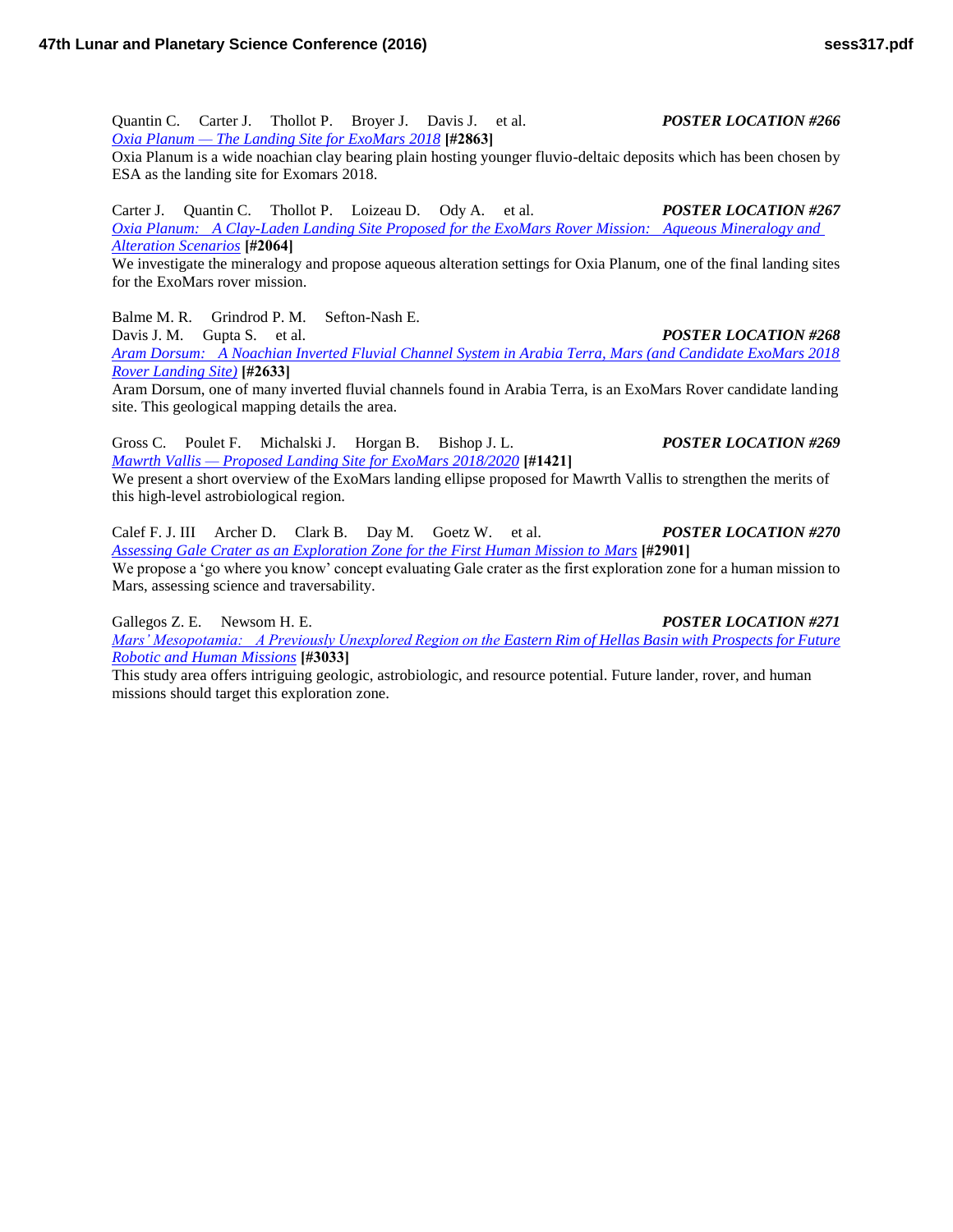Quantin C. Carter J. Thollot P. Broyer J. Davis J. et al. ***POSTER LOCATION #266***
*Oxia Planum — The Landing Site for ExoMars 2018* **[#2863]**
Oxia Planum is a wide noachian clay bearing plain hosting younger fluvio-deltaic deposits which has been chosen by ESA as the landing site for Exomars 2018.

Carter J. Quantin C. Thollot P. Loizeau D. Ody A. et al. ***POSTER LOCATION #267***
*Oxia Planum: A Clay-Laden Landing Site Proposed for the ExoMars Rover Mission: Aqueous Mineralogy and Alteration Scenarios* **[#2064]**
We investigate the mineralogy and propose aqueous alteration settings for Oxia Planum, one of the final landing sites for the ExoMars rover mission.

Balme M. R. Grindrod P. M. Sefton-Nash E.
Davis J. M. Gupta S. et al. ***POSTER LOCATION #268***
*Aram Dorsum: A Noachian Inverted Fluvial Channel System in Arabia Terra, Mars (and Candidate ExoMars 2018 Rover Landing Site)* **[#2633]**
Aram Dorsum, one of many inverted fluvial channels found in Arabia Terra, is an ExoMars Rover candidate landing site. This geological mapping details the area.

Gross C. Poulet F. Michalski J. Horgan B. Bishop J. L. ***POSTER LOCATION #269***
*Mawrth Vallis — Proposed Landing Site for ExoMars 2018/2020* **[#1421]**
We present a short overview of the ExoMars landing ellipse proposed for Mawrth Vallis to strengthen the merits of this high-level astrobiological region.

Calef F. J. III Archer D. Clark B. Day M. Goetz W. et al. ***POSTER LOCATION #270***
*Assessing Gale Crater as an Exploration Zone for the First Human Mission to Mars* **[#2901]**
We propose a 'go where you know' concept evaluating Gale crater as the first exploration zone for a human mission to Mars, assessing science and traversability.

Gallegos Z. E. Newsom H. E. ***POSTER LOCATION #271***
*Mars' Mesopotamia: A Previously Unexplored Region on the Eastern Rim of Hellas Basin with Prospects for Future Robotic and Human Missions* **[#3033]**
This study area offers intriguing geologic, astrobiologic, and resource potential. Future lander, rover, and human missions should target this exploration zone.